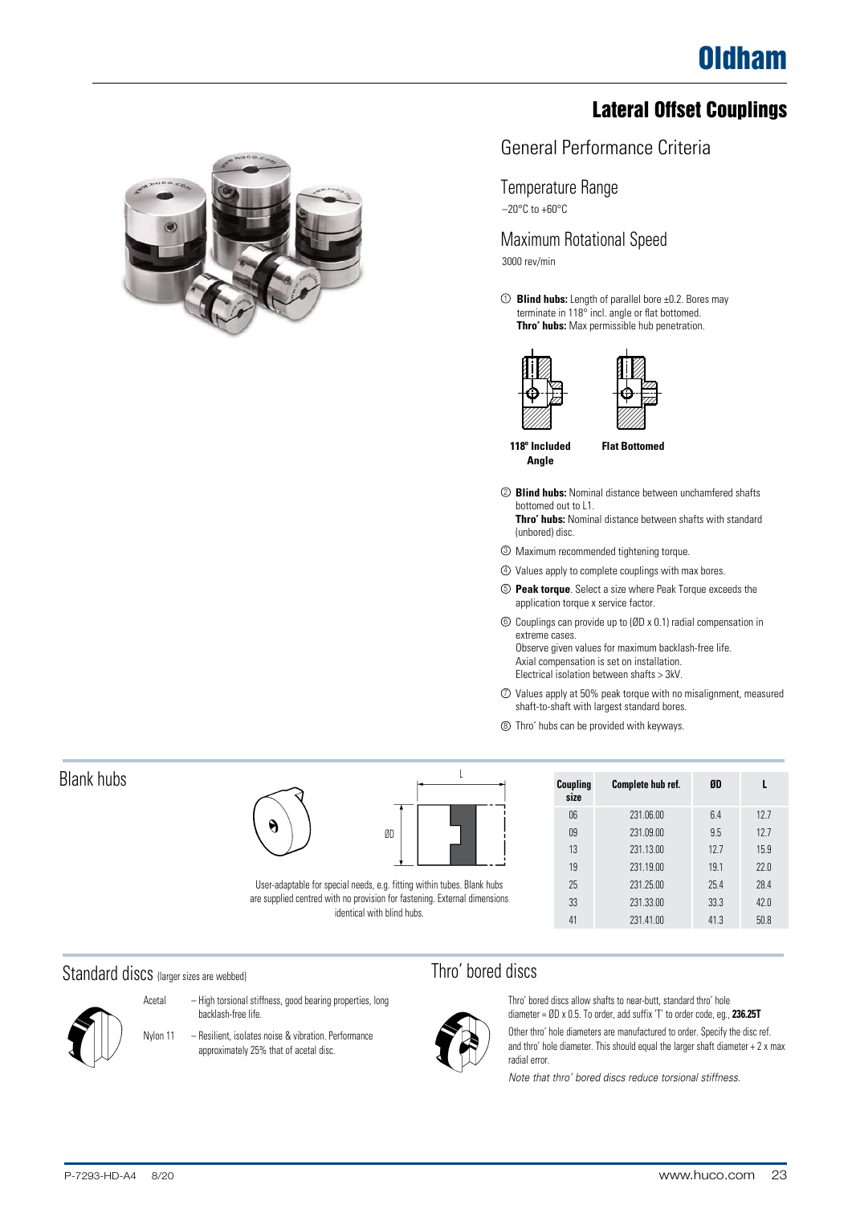# Oldham

## Lateral Offset Couplings

### General Performance Criteria

### Temperature Range

−20°C to +60°C

### Maximum Rotational Speed

3000 rev/min

① **Blind hubs:** Length of parallel bore ±0.2. Bores may terminate in 118° incl. angle or flat bottomed.
**Thro' hubs:** Max permissible hub penetration.

**118° Included Angle** **Flat Bottomed**

② **Blind hubs:** Nominal distance between unchamfered shafts bottomed out to L1.
**Thro' hubs:** Nominal distance between shafts with standard (unbored) disc.

③ Maximum recommended tightening torque.

④ Values apply to complete couplings with max bores.

⑤ **Peak torque**. Select a size where Peak Torque exceeds the application torque x service factor.

⑥ Couplings can provide up to (ØD x 0.1) radial compensation in extreme cases.
Observe given values for maximum backlash-free life.
Axial compensation is set on installation.
Electrical isolation between shafts > 3kV.

⑦ Values apply at 50% peak torque with no misalignment, measured shaft-to-shaft with largest standard bores.

⑧ Thro' hubs can be provided with keyways.

## Blank hubs

User-adaptable for special needs, e.g. fitting within tubes. Blank hubs are supplied centred with no provision for fastening. External dimensions identical with blind hubs.

| Coupling size | Complete hub ref. | ØD | L |
|---|---|---|---|
| 06 | 231.06.00 | 6.4 | 12.7 |
| 09 | 231.09.00 | 9.5 | 12.7 |
| 13 | 231.13.00 | 12.7 | 15.9 |
| 19 | 231.19.00 | 19.1 | 22.0 |
| 25 | 231.25.00 | 25.4 | 28.4 |
| 33 | 231.33.00 | 33.3 | 42.0 |
| 41 | 231.41.00 | 41.3 | 50.8 |

## Standard discs (larger sizes are webbed)

Acetal – High torsional stiffness, good bearing properties, long backlash-free life.

Nylon 11 – Resilient, isolates noise & vibration. Performance approximately 25% that of acetal disc.

## Thro' bored discs

Thro' bored discs allow shafts to near-butt, standard thro' hole diameter = ØD x 0.5. To order, add suffix 'T' to order code, eg., **236.25T**

Other thro' hole diameters are manufactured to order. Specify the disc ref. and thro' hole diameter. This should equal the larger shaft diameter + 2 x max radial error.

*Note that thro' bored discs reduce torsional stiffness.*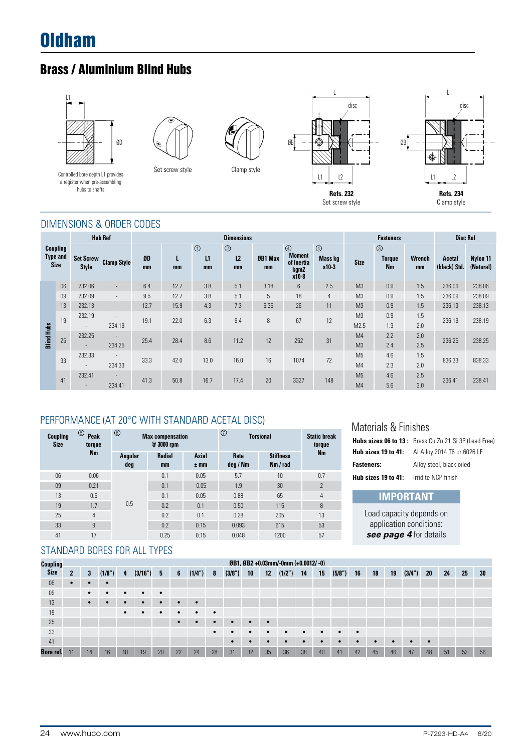# Oldham

## Brass / Aluminium Blind Hubs

Controlled bore depth L1 provides a register when pre-assembling hubs to shafts

Set screw style

Clamp style

**Refs. 232**
Set screw style

**Refs. 234**
Clamp style

### DIMENSIONS & ORDER CODES

| Coupling Type and Size | | Hub Ref | | Dimensions | | | | | | | Fasteners | | | Disc Ref | |
|---|---|---|---|---|---|---|---|---|---|---|---|---|---|---|---|
| | | Set Screw Style | Clamp Style | ØD mm | L mm | ① L1 mm | ② L2 mm | ØB1 Max mm | ④ Moment of Inertia kgm2 x10-8 | ④ Mass kg x10-3 | Size | ③ Torque Nm | Wrench mm | Acetal (black) Std. | Nylon 11 (Natural) |
| Blind Hubs | 06 | 232.06 | - | 6.4 | 12.7 | 3.8 | 5.1 | 3.18 | 6 | 2.5 | M3 | 0.9 | 1.5 | 236.06 | 238.06 |
| | 09 | 232.09 | - | 9.5 | 12.7 | 3.8 | 5.1 | 5 | 18 | 4 | M3 | 0.9 | 1.5 | 236.09 | 238.09 |
| | 13 | 232.13 | - | 12.7 | 15.9 | 4.3 | 7.3 | 6.35 | 26 | 11 | M3 | 0.9 | 1.5 | 236.13 | 238.13 |
| | 19 | 232.19 | - | 19.1 | 22.0 | 6.3 | 9.4 | 8 | 67 | 12 | M3 | 0.9 | 1.5 | 236.19 | 238.19 |
| | | - | 234.19 | | | | | | | | M2.5 | 1.3 | 2.0 | | |
| | 25 | 232.25 | - | 25.4 | 28.4 | 8.6 | 11.2 | 12 | 252 | 31 | M4 | 2.2 | 2.0 | 236.25 | 238.25 |
| | | - | 234.25 | | | | | | | | M3 | 2.4 | 2.5 | | |
| | 33 | 232.33 | - | 33.3 | 42.0 | 13.0 | 16.0 | 16 | 1074 | 72 | M5 | 4.6 | 1.5 | 836.33 | 838.33 |
| | | - | 234.33 | | | | | | | | M4 | 2.3 | 2.0 | | |
| | 41 | 232.41 | - | 41.3 | 50.8 | 16.7 | 17.4 | 20 | 3327 | 148 | M5 | 4.6 | 2.5 | 236.41 | 238.41 |
| | | - | 234.41 | | | | | | | | M4 | 5.6 | 3.0 | | |

### PERFORMANCE (AT 20°C WITH STANDARD ACETAL DISC)

| Coupling Size | ⑤ Peak torque Nm | ⑥ Max compensation @ 3000 rpm | | | ⑦ Torsional | | Static break torque Nm |
|---|---|---|---|---|---|---|---|
| | | Angular deg | Radial mm | Axial ± mm | Rate deg / Nm | Stiffness Nm / rad | |
| 06 | 0.06 | 0.5 | 0.1 | 0.05 | 5.7 | 10 | 0.7 |
| 09 | 0.21 | | 0.1 | 0.05 | 1.9 | 30 | 2 |
| 13 | 0.5 | | 0.1 | 0.05 | 0.88 | 65 | 4 |
| 19 | 1.7 | | 0.2 | 0.1 | 0.50 | 115 | 8 |
| 25 | 4 | | 0.2 | 0.1 | 0.28 | 205 | 13 |
| 33 | 9 | | 0.2 | 0.15 | 0.093 | 615 | 53 |
| 41 | 17 | | 0.25 | 0.15 | 0.048 | 1200 | 57 |

### Materials & Finishes

**Hub sizes 06 to 13:** Brass Cu Zn 21 Si 3P (Lead Free)
**Hub sizes 19 to 41:** Al Alloy 2014 T6 or 6026 LF
**Fasteners:** Alloy steel, black oiled
**Hub sizes 19 to 41:** Irridite NCP finish

**IMPORTANT**

Load capacity depends on application conditions: ***see page 4*** for details

### STANDARD BORES FOR ALL TYPES

| Coupling Size | ØB1, ØB2 +0.03mm/-0mm (+0.0012/ -0) | | | | | | | | | | | | | | | | | | | | | | | |
|---|---|---|---|---|---|---|---|---|---|---|---|---|---|---|---|---|---|---|---|---|---|---|---|---|
| | 2 | 3 | (1/8") | 4 | (3/16") | 5 | 6 | (1/4") | 8 | (3/8") | 10 | 12 | (1/2") | 14 | 15 | (5/8") | 16 | 18 | 19 | (3/4") | 20 | 24 | 25 | 30 |
| 06 | • | • | • | | | | | | | | | | | | | | | | | | | | | |
| 09 | | • | • | • | • | • | | | | | | | | | | | | | | | | | | |
| 13 | | • | • | • | • | • | • | • | | | | | | | | | | | | | | | | |
| 19 | | | | • | • | • | • | • | • | | | | | | | | | | | | | | | |
| 25 | | | | | | | • | • | • | • | • | • | | | | | | | | | | | | |
| 33 | | | | | | | | | • | • | • | • | • | • | • | • | • | | | | | | | |
| 41 | | | | | | | | | | • | • | • | • | • | • | • | • | • | • | • | • | | | |
| Bore ref. | 11 | 14 | 16 | 18 | 19 | 20 | 22 | 24 | 28 | 31 | 32 | 35 | 36 | 38 | 40 | 41 | 42 | 45 | 46 | 47 | 48 | 51 | 52 | 56 |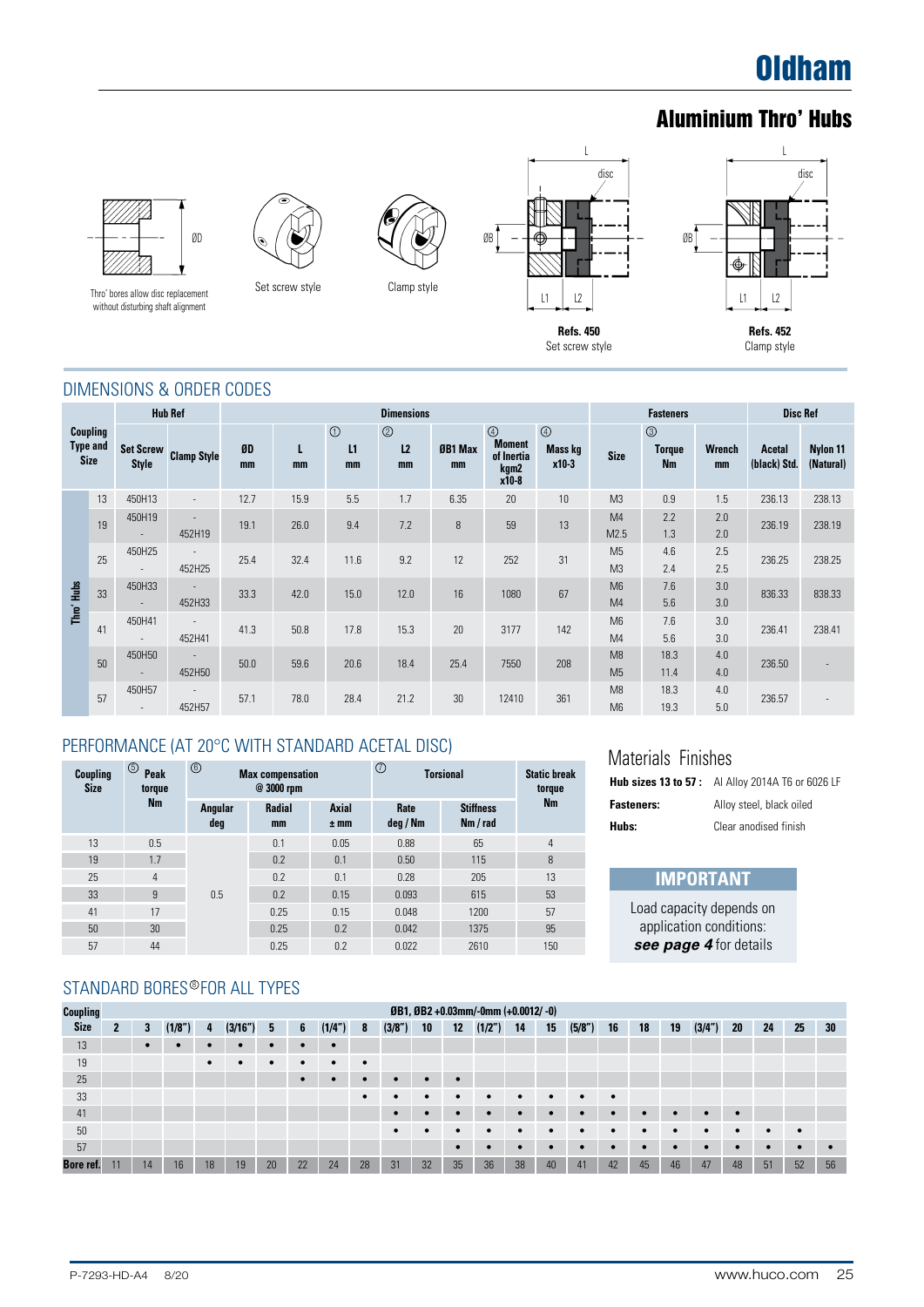# Oldham

## Aluminium Thro' Hubs

ØD

Thro' bores allow disc replacement without disturbing shaft alignment

Set screw style

Clamp style

L, disc, ØB, L1, L2

**Refs. 450**
Set screw style

L, disc, ØB, L1, L2

**Refs. 452**
Clamp style

## DIMENSIONS & ORDER CODES

| Coupling Type and Size | | Hub Ref | | Dimensions | | | | | | | Fasteners | | | Disc Ref | |
|---|---|---|---|---|---|---|---|---|---|---|---|---|---|---|---|
| | | Set Screw Style | Clamp Style | ØD mm | L mm | ① L1 mm | ② L2 mm | ØB1 Max mm | ④ Moment of Inertia kgm2 x10-8 | ④ Mass kg x10-3 | Size | ③ Torque Nm | Wrench mm | Acetal (black) Std. | Nylon 11 (Natural) |
| Thro' Hubs | 13 | 450H13 | - | 12.7 | 15.9 | 5.5 | 1.7 | 6.35 | 20 | 10 | M3 | 0.9 | 1.5 | 236.13 | 238.13 |
| | 19 | 450H19 | - | 19.1 | 26.0 | 9.4 | 7.2 | 8 | 59 | 13 | M4 | 2.2 | 2.0 | 236.19 | 238.19 |
| | | - | 452H19 | | | | | | | | M2.5 | 1.3 | 2.0 | | |
| | 25 | 450H25 | - | 25.4 | 32.4 | 11.6 | 9.2 | 12 | 252 | 31 | M5 | 4.6 | 2.5 | 236.25 | 238.25 |
| | | - | 452H25 | | | | | | | | M3 | 2.4 | 2.5 | | |
| | 33 | 450H33 | - | 33.3 | 42.0 | 15.0 | 12.0 | 16 | 1080 | 67 | M6 | 7.6 | 3.0 | 836.33 | 838.33 |
| | | - | 452H33 | | | | | | | | M4 | 5.6 | 3.0 | | |
| | 41 | 450H41 | - | 41.3 | 50.8 | 17.8 | 15.3 | 20 | 3177 | 142 | M6 | 7.6 | 3.0 | 236.41 | 238.41 |
| | | - | 452H41 | | | | | | | | M4 | 5.6 | 3.0 | | |
| | 50 | 450H50 | - | 50.0 | 59.6 | 20.6 | 18.4 | 25.4 | 7550 | 208 | M8 | 18.3 | 4.0 | 236.50 | - |
| | | - | 452H50 | | | | | | | | M5 | 11.4 | 4.0 | | |
| | 57 | 450H57 | - | 57.1 | 78.0 | 28.4 | 21.2 | 30 | 12410 | 361 | M8 | 18.3 | 4.0 | 236.57 | - |
| | | - | 452H57 | | | | | | | | M6 | 19.3 | 5.0 | | |

## PERFORMANCE (AT 20°C WITH STANDARD ACETAL DISC)

| Coupling Size | ⑤ Peak torque Nm | ⑥ Max compensation @ 3000 rpm | | | ⑦ Torsional | | Static break torque Nm |
|---|---|---|---|---|---|---|---|
| | | Angular deg | Radial mm | Axial ± mm | Rate deg / Nm | Stiffness Nm / rad | |
| 13 | 0.5 | 0.5 | 0.1 | 0.05 | 0.88 | 65 | 4 |
| 19 | 1.7 | | 0.2 | 0.1 | 0.50 | 115 | 8 |
| 25 | 4 | | 0.2 | 0.1 | 0.28 | 205 | 13 |
| 33 | 9 | | 0.2 | 0.15 | 0.093 | 615 | 53 |
| 41 | 17 | | 0.25 | 0.15 | 0.048 | 1200 | 57 |
| 50 | 30 | | 0.25 | 0.2 | 0.042 | 1375 | 95 |
| 57 | 44 | | 0.25 | 0.2 | 0.022 | 2610 | 150 |

### Materials Finishes

**Hub sizes 13 to 57 :** Al Alloy 2014A T6 or 6026 LF

**Fasteners:** Alloy steel, black oiled

**Hubs:** Clear anodised finish

**IMPORTANT**

Load capacity depends on application conditions: ***see page 4*** for details

## STANDARD BORES⑧ FOR ALL TYPES

| Coupling Size | ØB1, ØB2 +0.03mm/-0mm (+0.0012/ -0) | | | | | | | | | | | | | | | | | | | | | | | |
|---|---|---|---|---|---|---|---|---|---|---|---|---|---|---|---|---|---|---|---|---|---|---|---|---|
| | 2 | 3 | (1/8") | 4 | (3/16") | 5 | 6 | (1/4") | 8 | (3/8") | 10 | 12 | (1/2") | 14 | 15 | (5/8") | 16 | 18 | 19 | (3/4") | 20 | 24 | 25 | 30 |
| 13 | | • | • | • | • | • | • | • | | | | | | | | | | | | | | | | |
| 19 | | | | • | • | • | • | • | • | | | | | | | | | | | | | | | |
| 25 | | | | | | | • | • | • | • | • | • | | | | | | | | | | | | |
| 33 | | | | | | | | | • | • | • | • | • | • | • | • | • | | | | | | | |
| 41 | | | | | | | | | | • | • | • | • | • | • | • | • | • | • | • | • | | | |
| 50 | | | | | | | | | | • | • | • | • | • | • | • | • | • | • | • | • | • | • | |
| 57 | | | | | | | | | | | | • | • | • | • | • | • | • | • | • | • | • | • | • |
| Bore ref. | 11 | 14 | 16 | 18 | 19 | 20 | 22 | 24 | 28 | 31 | 32 | 35 | 36 | 38 | 40 | 41 | 42 | 45 | 46 | 47 | 48 | 51 | 52 | 56 |